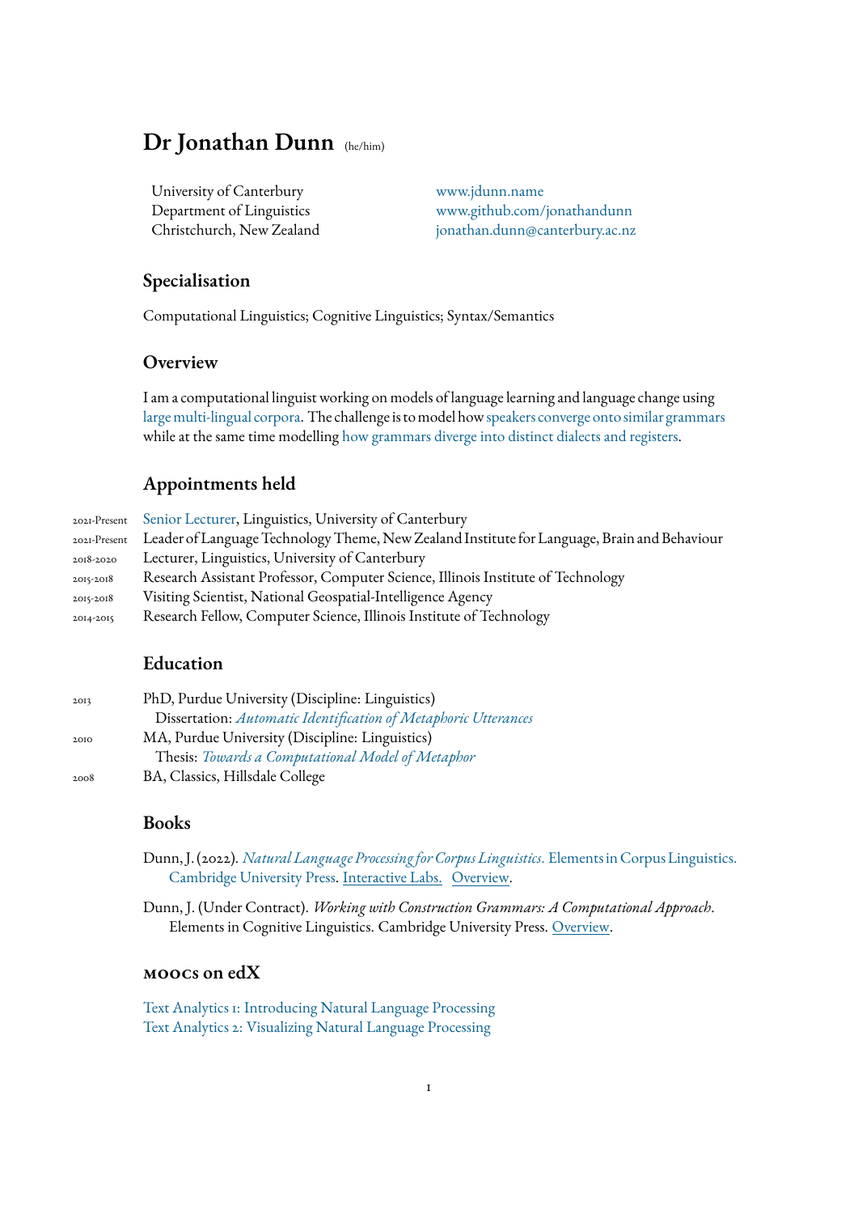# Dr Jonathan Dunn (he/him)

University of Canterbury
Department of Linguistics
Christchurch, New Zealand

www.jdunn.name
www.github.com/jonathandunn
jonathan.dunn@canterbury.ac.nz

## Specialisation

Computational Linguistics; Cognitive Linguistics; Syntax/Semantics

## Overview

I am a computational linguist working on models of language learning and language change using large multi-lingual corpora. The challenge is to model how speakers converge onto similar grammars while at the same time modelling how grammars diverge into distinct dialects and registers.

## Appointments held

2021-Present Senior Lecturer, Linguistics, University of Canterbury
2021-Present Leader of Language Technology Theme, New Zealand Institute for Language, Brain and Behaviour
2018-2020 Lecturer, Linguistics, University of Canterbury
2015-2018 Research Assistant Professor, Computer Science, Illinois Institute of Technology
2015-2018 Visiting Scientist, National Geospatial-Intelligence Agency
2014-2015 Research Fellow, Computer Science, Illinois Institute of Technology

## Education

2013 PhD, Purdue University (Discipline: Linguistics)
Dissertation: *Automatic Identification of Metaphoric Utterances*
2010 MA, Purdue University (Discipline: Linguistics)
Thesis: *Towards a Computational Model of Metaphor*
2008 BA, Classics, Hillsdale College

## Books

Dunn, J. (2022). *Natural Language Processing for Corpus Linguistics.* Elements in Corpus Linguistics. Cambridge University Press. Interactive Labs. Overview.

Dunn, J. (Under Contract). *Working with Construction Grammars: A Computational Approach.* Elements in Cognitive Linguistics. Cambridge University Press. Overview.

## MOOCs on edX

Text Analytics 1: Introducing Natural Language Processing
Text Analytics 2: Visualizing Natural Language Processing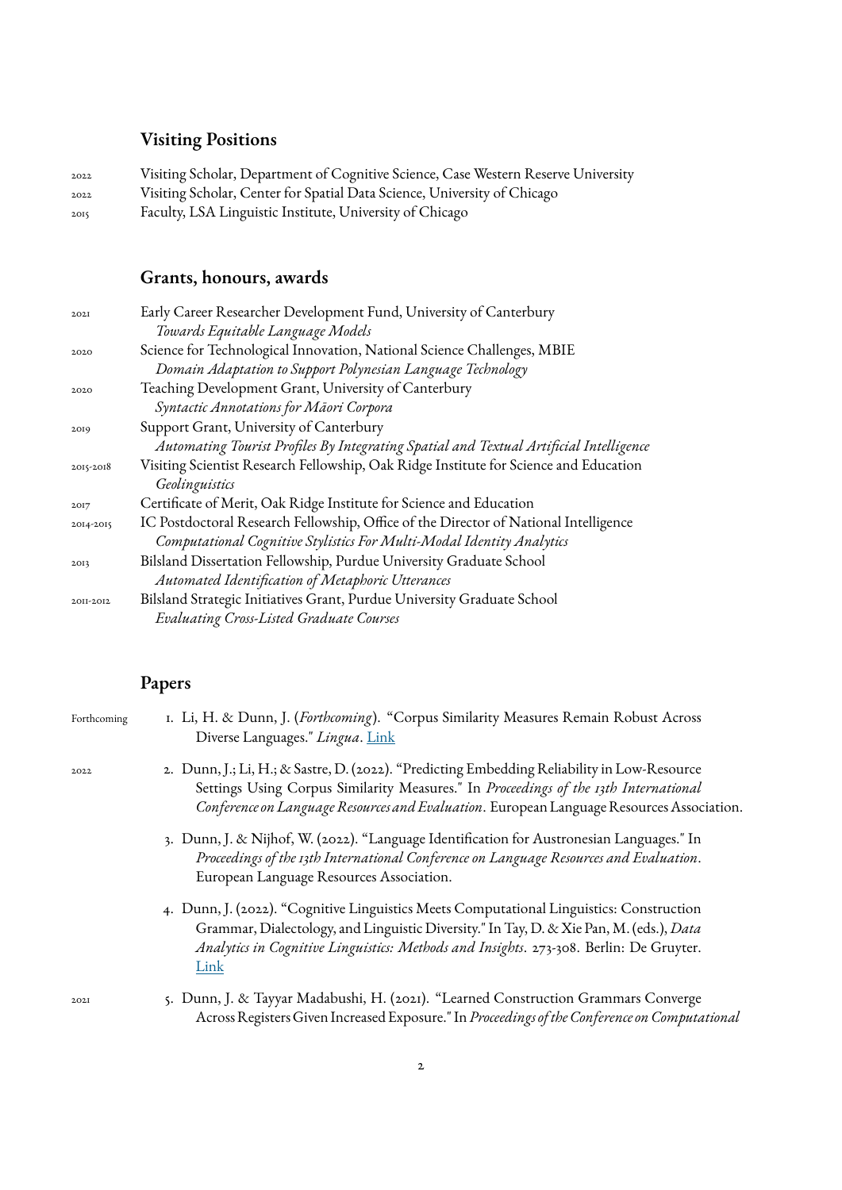## Visiting Positions

2022 Visiting Scholar, Department of Cognitive Science, Case Western Reserve University
2022 Visiting Scholar, Center for Spatial Data Science, University of Chicago
2015 Faculty, LSA Linguistic Institute, University of Chicago

## Grants, honours, awards

2021 Early Career Researcher Development Fund, University of Canterbury
*Towards Equitable Language Models*
2020 Science for Technological Innovation, National Science Challenges, MBIE
*Domain Adaptation to Support Polynesian Language Technology*
2020 Teaching Development Grant, University of Canterbury
*Syntactic Annotations for Māori Corpora*
2019 Support Grant, University of Canterbury
*Automating Tourist Profiles By Integrating Spatial and Textual Artificial Intelligence*
2015-2018 Visiting Scientist Research Fellowship, Oak Ridge Institute for Science and Education
*Geolinguistics*
2017 Certificate of Merit, Oak Ridge Institute for Science and Education
2014-2015 IC Postdoctoral Research Fellowship, Office of the Director of National Intelligence
*Computational Cognitive Stylistics For Multi-Modal Identity Analytics*
2013 Bilsland Dissertation Fellowship, Purdue University Graduate School
*Automated Identification of Metaphoric Utterances*
2011-2012 Bilsland Strategic Initiatives Grant, Purdue University Graduate School
*Evaluating Cross-Listed Graduate Courses*

## Papers

Forthcoming

1. Li, H. & Dunn, J. (*Forthcoming*). "Corpus Similarity Measures Remain Robust Across Diverse Languages." *Lingua*. Link

2022

2. Dunn, J.; Li, H.; & Sastre, D. (2022). "Predicting Embedding Reliability in Low-Resource Settings Using Corpus Similarity Measures." In *Proceedings of the 13th International Conference on Language Resources and Evaluation*. European Language Resources Association.

3. Dunn, J. & Nijhof, W. (2022). "Language Identification for Austronesian Languages." In *Proceedings of the 13th International Conference on Language Resources and Evaluation*. European Language Resources Association.

4. Dunn, J. (2022). "Cognitive Linguistics Meets Computational Linguistics: Construction Grammar, Dialectology, and Linguistic Diversity." In Tay, D. & Xie Pan, M. (eds.), *Data Analytics in Cognitive Linguistics: Methods and Insights*. 273-308. Berlin: De Gruyter. Link

2021

5. Dunn, J. & Tayyar Madabushi, H. (2021). "Learned Construction Grammars Converge Across Registers Given Increased Exposure." In *Proceedings of the Conference on Computational*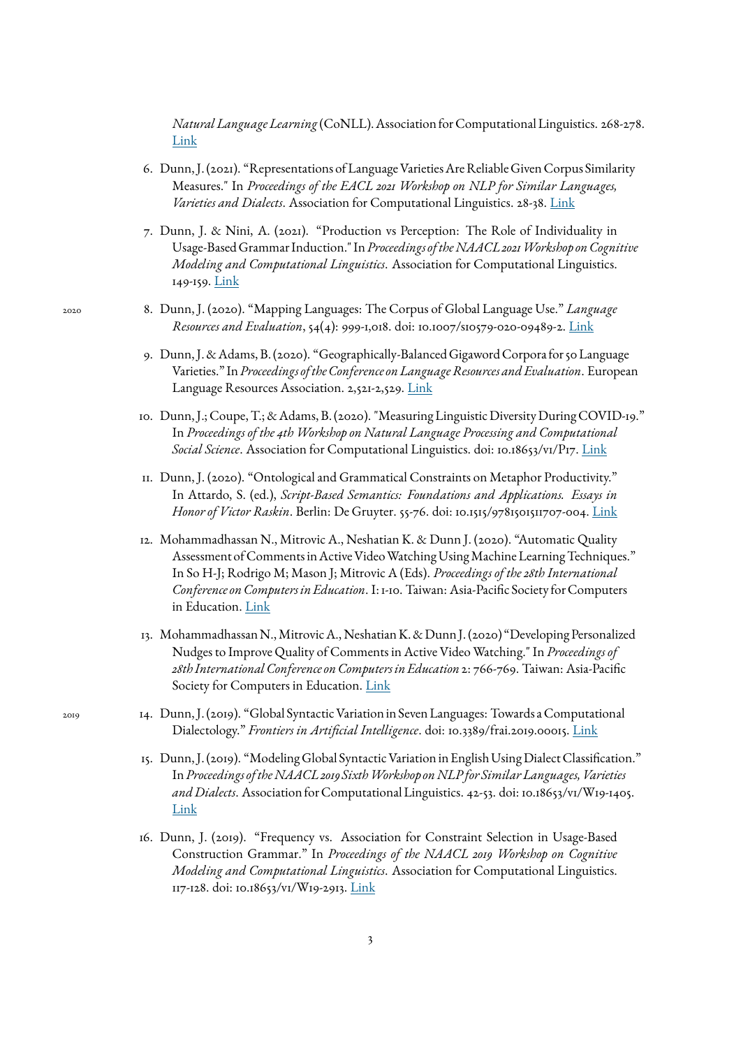*Natural Language Learning* (CoNLL). Association for Computational Linguistics. 268-278. Link

6. Dunn, J. (2021). "Representations of Language Varieties Are Reliable Given Corpus Similarity Measures." In *Proceedings of the EACL 2021 Workshop on NLP for Similar Languages, Varieties and Dialects*. Association for Computational Linguistics. 28-38. Link

7. Dunn, J. & Nini, A. (2021). "Production vs Perception: The Role of Individuality in Usage-Based Grammar Induction." In *Proceedings of the NAACL 2021 Workshop on Cognitive Modeling and Computational Linguistics*. Association for Computational Linguistics. 149-159. Link

2020

8. Dunn, J. (2020). "Mapping Languages: The Corpus of Global Language Use." *Language Resources and Evaluation*, 54(4): 999-1,018. doi: 10.1007/s10579-020-09489-2. Link

9. Dunn, J. & Adams, B. (2020). "Geographically-Balanced Gigaword Corpora for 50 Language Varieties." In *Proceedings of the Conference on Language Resources and Evaluation*. European Language Resources Association. 2,521-2,529. Link

10. Dunn, J.; Coupe, T.; & Adams, B. (2020). "Measuring Linguistic Diversity During COVID-19." In *Proceedings of the 4th Workshop on Natural Language Processing and Computational Social Science*. Association for Computational Linguistics. doi: 10.18653/v1/P17. Link

11. Dunn, J. (2020). "Ontological and Grammatical Constraints on Metaphor Productivity." In Attardo, S. (ed.), *Script-Based Semantics: Foundations and Applications. Essays in Honor of Victor Raskin*. Berlin: De Gruyter. 55-76. doi: 10.1515/9781501511707-004. Link

12. Mohammadhassan N., Mitrovic A., Neshatian K. & Dunn J. (2020). "Automatic Quality Assessment of Comments in Active Video Watching Using Machine Learning Techniques." In So H-J; Rodrigo M; Mason J; Mitrovic A (Eds). *Proceedings of the 28th International Conference on Computers in Education*. I: 1-10. Taiwan: Asia-Pacific Society for Computers in Education. Link

13. Mohammadhassan N., Mitrovic A., Neshatian K. & Dunn J. (2020) "Developing Personalized Nudges to Improve Quality of Comments in Active Video Watching." In *Proceedings of 28th International Conference on Computers in Education* 2: 766-769. Taiwan: Asia-Pacific Society for Computers in Education. Link

2019

14. Dunn, J. (2019). "Global Syntactic Variation in Seven Languages: Towards a Computational Dialectology." *Frontiers in Artificial Intelligence*. doi: 10.3389/frai.2019.00015. Link

15. Dunn, J. (2019). "Modeling Global Syntactic Variation in English Using Dialect Classification." In *Proceedings of the NAACL 2019 Sixth Workshop on NLP for Similar Languages, Varieties and Dialects*. Association for Computational Linguistics. 42-53. doi: 10.18653/v1/W19-1405. Link

16. Dunn, J. (2019). "Frequency vs. Association for Constraint Selection in Usage-Based Construction Grammar." In *Proceedings of the NAACL 2019 Workshop on Cognitive Modeling and Computational Linguistics*. Association for Computational Linguistics. 117-128. doi: 10.18653/v1/W19-2913. Link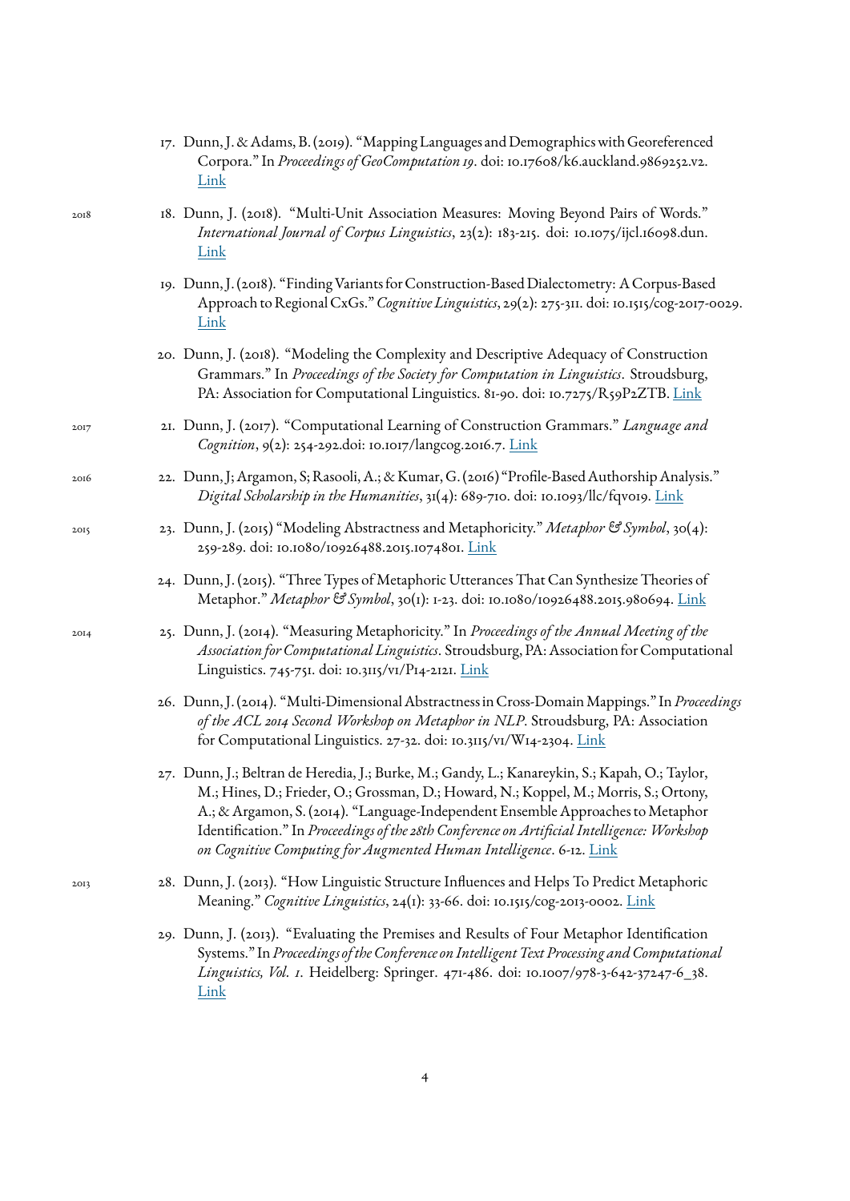17. Dunn, J. & Adams, B. (2019). "Mapping Languages and Demographics with Georeferenced Corpora." In *Proceedings of GeoComputation 19*. doi: 10.17608/k6.auckland.9869252.v2. Link

2018

18. Dunn, J. (2018). "Multi-Unit Association Measures: Moving Beyond Pairs of Words." *International Journal of Corpus Linguistics*, 23(2): 183-215. doi: 10.1075/ijcl.16098.dun. Link

19. Dunn, J. (2018). "Finding Variants for Construction-Based Dialectometry: A Corpus-Based Approach to Regional CxGs." *Cognitive Linguistics*, 29(2): 275-311. doi: 10.1515/cog-2017-0029. Link

20. Dunn, J. (2018). "Modeling the Complexity and Descriptive Adequacy of Construction Grammars." In *Proceedings of the Society for Computation in Linguistics*. Stroudsburg, PA: Association for Computational Linguistics. 81-90. doi: 10.7275/R59P2ZTB. Link

2017

21. Dunn, J. (2017). "Computational Learning of Construction Grammars." *Language and Cognition*, 9(2): 254-292.doi: 10.1017/langcog.2016.7. Link

2016

22. Dunn, J; Argamon, S; Rasooli, A.; & Kumar, G. (2016) "Profile-Based Authorship Analysis." *Digital Scholarship in the Humanities*, 31(4): 689-710. doi: 10.1093/llc/fqv019. Link

2015

23. Dunn, J. (2015) "Modeling Abstractness and Metaphoricity." *Metaphor & Symbol*, 30(4): 259-289. doi: 10.1080/10926488.2015.1074801. Link

24. Dunn, J. (2015). "Three Types of Metaphoric Utterances That Can Synthesize Theories of Metaphor." *Metaphor & Symbol*, 30(1): 1-23. doi: 10.1080/10926488.2015.980694. Link

2014

25. Dunn, J. (2014). "Measuring Metaphoricity." In *Proceedings of the Annual Meeting of the Association for Computational Linguistics*. Stroudsburg, PA: Association for Computational Linguistics. 745-751. doi: 10.3115/v1/P14-2121. Link

26. Dunn, J. (2014). "Multi-Dimensional Abstractness in Cross-Domain Mappings." In *Proceedings of the ACL 2014 Second Workshop on Metaphor in NLP*. Stroudsburg, PA: Association for Computational Linguistics. 27-32. doi: 10.3115/v1/W14-2304. Link

27. Dunn, J.; Beltran de Heredia, J.; Burke, M.; Gandy, L.; Kanareykin, S.; Kapah, O.; Taylor, M.; Hines, D.; Frieder, O.; Grossman, D.; Howard, N.; Koppel, M.; Morris, S.; Ortony, A.; & Argamon, S. (2014). "Language-Independent Ensemble Approaches to Metaphor Identification." In *Proceedings of the 28th Conference on Artificial Intelligence: Workshop on Cognitive Computing for Augmented Human Intelligence*. 6-12. Link

2013

28. Dunn, J. (2013). "How Linguistic Structure Influences and Helps To Predict Metaphoric Meaning." *Cognitive Linguistics*, 24(1): 33-66. doi: 10.1515/cog-2013-0002. Link

29. Dunn, J. (2013). "Evaluating the Premises and Results of Four Metaphor Identification Systems." In *Proceedings of the Conference on Intelligent Text Processing and Computational Linguistics, Vol. 1*. Heidelberg: Springer. 471-486. doi: 10.1007/978-3-642-37247-6_38. Link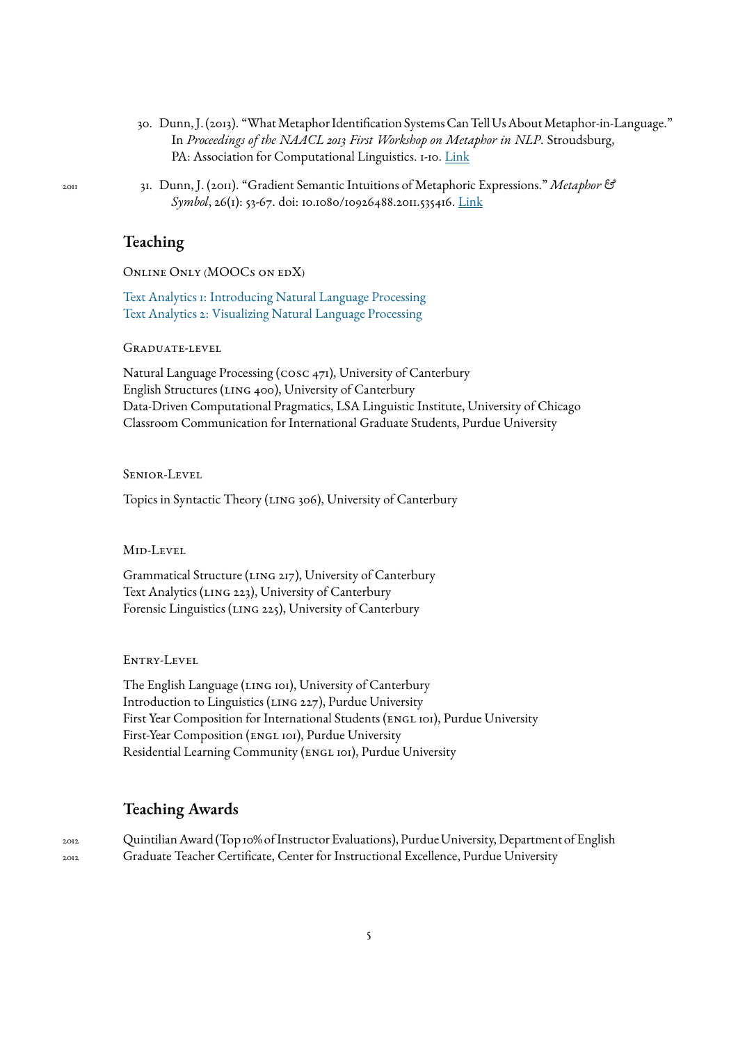30. Dunn, J. (2013). "What Metaphor Identification Systems Can Tell Us About Metaphor-in-Language." In *Proceedings of the NAACL 2013 First Workshop on Metaphor in NLP*. Stroudsburg, PA: Association for Computational Linguistics. 1-10. [Link]

2011

31. Dunn, J. (2011). "Gradient Semantic Intuitions of Metaphoric Expressions." *Metaphor & Symbol*, 26(1): 53-67. doi: 10.1080/10926488.2011.535416. [Link]

## Teaching

ONLINE ONLY (MOOCS ON EDX)

Text Analytics 1: Introducing Natural Language Processing
Text Analytics 2: Visualizing Natural Language Processing

GRADUATE-LEVEL

Natural Language Processing (COSC 471), University of Canterbury
English Structures (LING 400), University of Canterbury
Data-Driven Computational Pragmatics, LSA Linguistic Institute, University of Chicago
Classroom Communication for International Graduate Students, Purdue University

SENIOR-LEVEL

Topics in Syntactic Theory (LING 306), University of Canterbury

MID-LEVEL

Grammatical Structure (LING 217), University of Canterbury
Text Analytics (LING 223), University of Canterbury
Forensic Linguistics (LING 225), University of Canterbury

ENTRY-LEVEL

The English Language (LING 101), University of Canterbury
Introduction to Linguistics (LING 227), Purdue University
First Year Composition for International Students (ENGL 101), Purdue University
First-Year Composition (ENGL 101), Purdue University
Residential Learning Community (ENGL 101), Purdue University

## Teaching Awards

2012 Quintilian Award (Top 10% of Instructor Evaluations), Purdue University, Department of English
2012 Graduate Teacher Certificate, Center for Instructional Excellence, Purdue University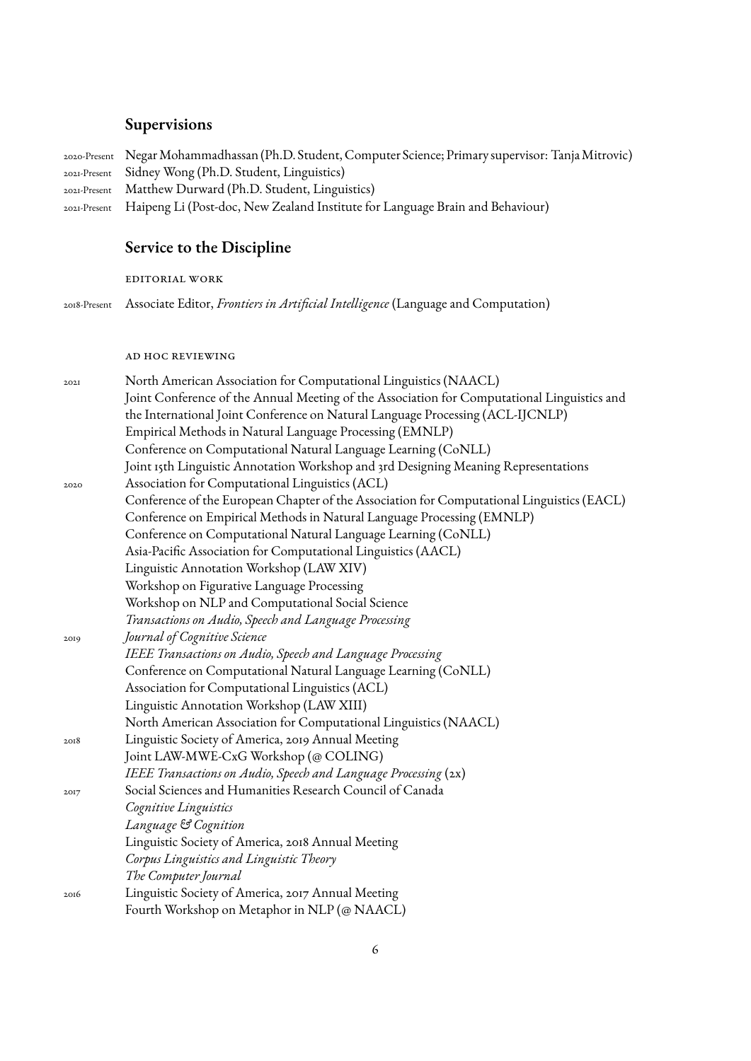## Supervisions

2020-Present Negar Mohammadhassan (Ph.D. Student, Computer Science; Primary supervisor: Tanja Mitrovic)
2021-Present Sidney Wong (Ph.D. Student, Linguistics)
2021-Present Matthew Durward (Ph.D. Student, Linguistics)
2021-Present Haipeng Li (Post-doc, New Zealand Institute for Language Brain and Behaviour)

## Service to the Discipline

### Editorial Work

2018-Present Associate Editor, *Frontiers in Artificial Intelligence* (Language and Computation)

### Ad Hoc Reviewing

**2021**
- North American Association for Computational Linguistics (NAACL)
- Joint Conference of the Annual Meeting of the Association for Computational Linguistics and the International Joint Conference on Natural Language Processing (ACL-IJCNLP)
- Empirical Methods in Natural Language Processing (EMNLP)
- Conference on Computational Natural Language Learning (CoNLL)
- Joint 15th Linguistic Annotation Workshop and 3rd Designing Meaning Representations

**2020**
- Association for Computational Linguistics (ACL)
- Conference of the European Chapter of the Association for Computational Linguistics (EACL)
- Conference on Empirical Methods in Natural Language Processing (EMNLP)
- Conference on Computational Natural Language Learning (CoNLL)
- Asia-Pacific Association for Computational Linguistics (AACL)
- Linguistic Annotation Workshop (LAW XIV)
- Workshop on Figurative Language Processing
- Workshop on NLP and Computational Social Science
- *Transactions on Audio, Speech and Language Processing*

**2019**
- *Journal of Cognitive Science*
- *IEEE Transactions on Audio, Speech and Language Processing*
- Conference on Computational Natural Language Learning (CoNLL)
- Association for Computational Linguistics (ACL)
- Linguistic Annotation Workshop (LAW XIII)
- North American Association for Computational Linguistics (NAACL)

**2018**
- Linguistic Society of America, 2019 Annual Meeting
- Joint LAW-MWE-CxG Workshop (@ COLING)
- *IEEE Transactions on Audio, Speech and Language Processing* (2x)

**2017**
- Social Sciences and Humanities Research Council of Canada
- *Cognitive Linguistics*
- *Language & Cognition*
- Linguistic Society of America, 2018 Annual Meeting
- *Corpus Linguistics and Linguistic Theory*
- *The Computer Journal*

**2016**
- Linguistic Society of America, 2017 Annual Meeting
- Fourth Workshop on Metaphor in NLP (@ NAACL)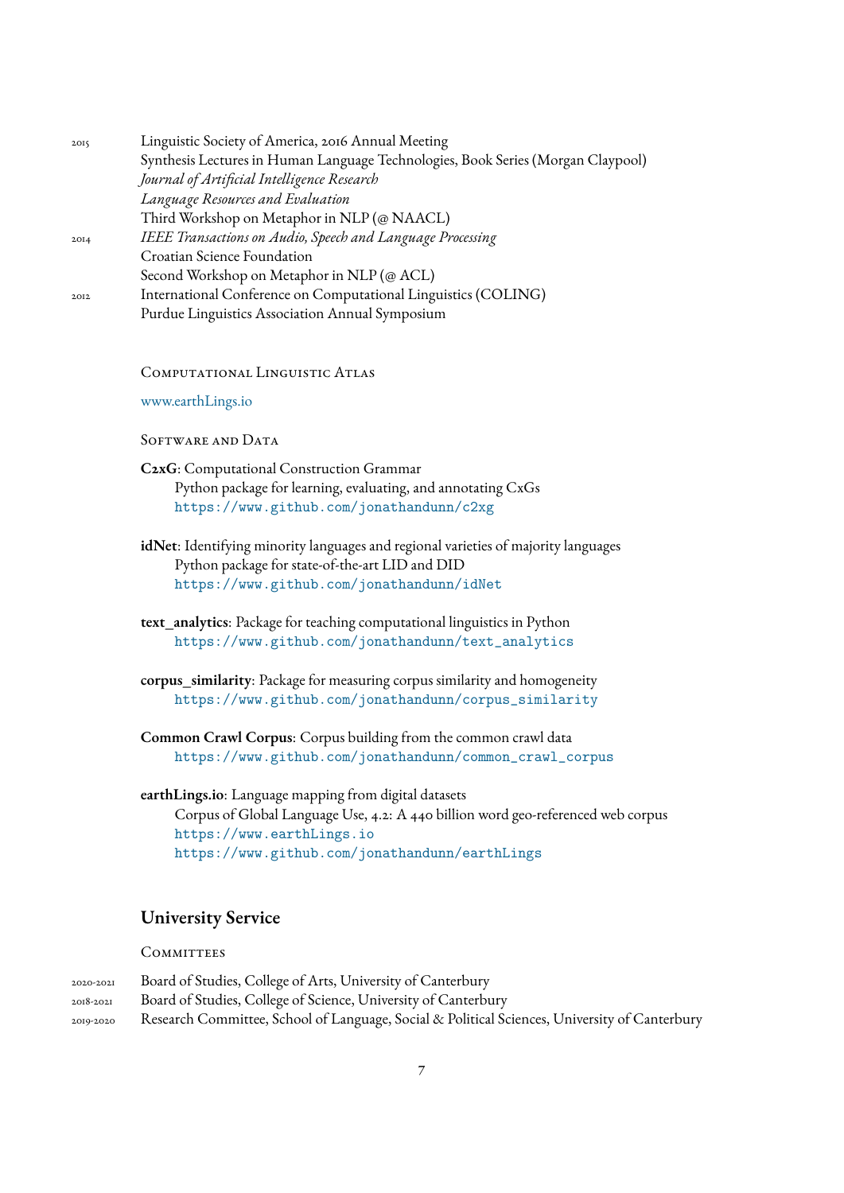2015 Linguistic Society of America, 2016 Annual Meeting
Synthesis Lectures in Human Language Technologies, Book Series (Morgan Claypool)
*Journal of Artificial Intelligence Research*
*Language Resources and Evaluation*
Third Workshop on Metaphor in NLP (@ NAACL)

2014 *IEEE Transactions on Audio, Speech and Language Processing*
Croatian Science Foundation
Second Workshop on Metaphor in NLP (@ ACL)

2012 International Conference on Computational Linguistics (COLING)
Purdue Linguistics Association Annual Symposium

### Computational Linguistic Atlas

www.earthLings.io

### Software and Data

**C2xG**: Computational Construction Grammar
Python package for learning, evaluating, and annotating CxGs
`https://www.github.com/jonathandunn/c2xg`

**idNet**: Identifying minority languages and regional varieties of majority languages
Python package for state-of-the-art LID and DID
`https://www.github.com/jonathandunn/idNet`

**text_analytics**: Package for teaching computational linguistics in Python
`https://www.github.com/jonathandunn/text_analytics`

**corpus_similarity**: Package for measuring corpus similarity and homogeneity
`https://www.github.com/jonathandunn/corpus_similarity`

**Common Crawl Corpus**: Corpus building from the common crawl data
`https://www.github.com/jonathandunn/common_crawl_corpus`

**earthLings.io**: Language mapping from digital datasets
Corpus of Global Language Use, 4.2: A 440 billion word geo-referenced web corpus
`https://www.earthLings.io`
`https://www.github.com/jonathandunn/earthLings`

## University Service

### Committees

2020-2021 Board of Studies, College of Arts, University of Canterbury

2018-2021 Board of Studies, College of Science, University of Canterbury

2019-2020 Research Committee, School of Language, Social & Political Sciences, University of Canterbury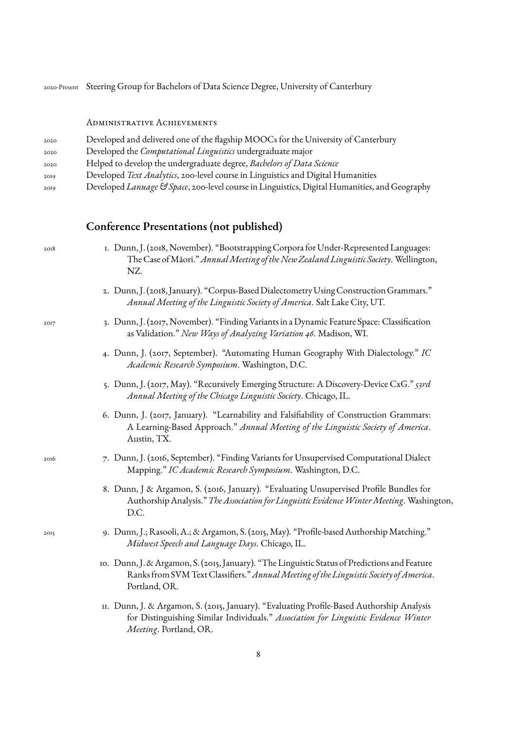2020-Present Steering Group for Bachelors of Data Science Degree, University of Canterbury

### Administrative Achievements

- 2020 Developed and delivered one of the flagship MOOCs for the University of Canterbury
- 2020 Developed the *Computational Linguistics* undergraduate major
- 2020 Helped to develop the undergraduate degree, *Bachelors of Data Science*
- 2019 Developed *Text Analytics*, 200-level course in Linguistics and Digital Humanities
- 2019 Developed *Lanuage & Space*, 200-level course in Linguistics, Digital Humanities, and Geography

## Conference Presentations (not published)

**2018**

1. Dunn, J. (2018, November). "Bootstrapping Corpora for Under-Represented Languages: The Case of Māori." *Annual Meeting of the New Zealand Linguistic Society*. Wellington, NZ.
2. Dunn, J. (2018, January). "Corpus-Based Dialectometry Using Construction Grammars." *Annual Meeting of the Linguistic Society of America*. Salt Lake City, UT.

**2017**

3. Dunn, J. (2017, November). "Finding Variants in a Dynamic Feature Space: Classification as Validation." *New Ways of Analyzing Variation 46*. Madison, WI.
4. Dunn, J. (2017, September). "Automating Human Geography With Dialectology." *IC Academic Research Symposium*. Washington, D.C.
5. Dunn, J. (2017, May). "Recursively Emerging Structure: A Discovery-Device CxG." *53rd Annual Meeting of the Chicago Linguistic Society*. Chicago, IL.
6. Dunn, J. (2017, January). "Learnability and Falsifiability of Construction Grammars: A Learning-Based Approach." *Annual Meeting of the Linguistic Society of America*. Austin, TX.

**2016**

7. Dunn, J. (2016, September). "Finding Variants for Unsupervised Computational Dialect Mapping." *IC Academic Research Symposium*. Washington, D.C.
8. Dunn, J & Argamon, S. (2016, January). "Evaluating Unsupervised Profile Bundles for Authorship Analysis." *The Association for Linguistic Evidence Winter Meeting*. Washington, D.C.

**2015**

9. Dunn, J.; Rasooli, A.; & Argamon, S. (2015, May). "Profile-based Authorship Matching." *Midwest Speech and Language Days*. Chicago, IL.
10. Dunn, J. & Argamon, S. (2015, January). "The Linguistic Status of Predictions and Feature Ranks from SVM Text Classifiers." *Annual Meeting of the Linguistic Society of America*. Portland, OR.
11. Dunn, J. & Argamon, S. (2015, January). "Evaluating Profile-Based Authorship Analysis for Distinguishing Similar Individuals." *Association for Linguistic Evidence Winter Meeting*. Portland, OR.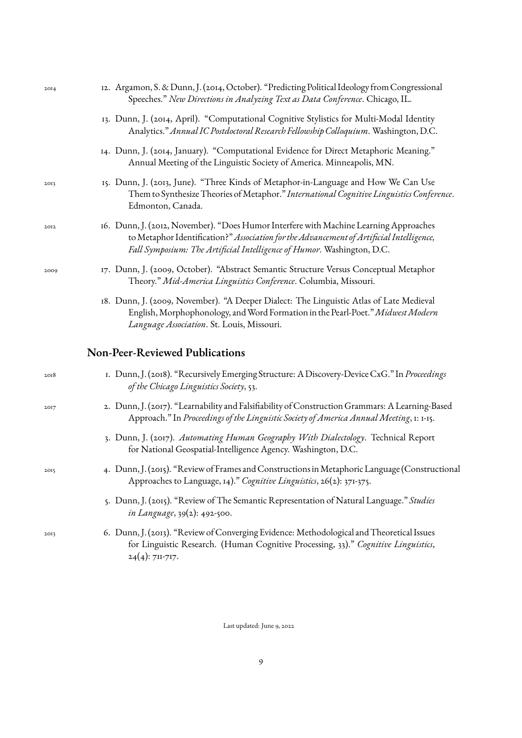2014

12. Argamon, S. & Dunn, J. (2014, October). "Predicting Political Ideology from Congressional Speeches." *New Directions in Analyzing Text as Data Conference*. Chicago, IL.

13. Dunn, J. (2014, April). "Computational Cognitive Stylistics for Multi-Modal Identity Analytics." *Annual IC Postdoctoral Research Fellowship Colloquium*. Washington, D.C.

14. Dunn, J. (2014, January). "Computational Evidence for Direct Metaphoric Meaning." Annual Meeting of the Linguistic Society of America. Minneapolis, MN.

2013

15. Dunn, J. (2013, June). "Three Kinds of Metaphor-in-Language and How We Can Use Them to Synthesize Theories of Metaphor." *International Cognitive Linguistics Conference*. Edmonton, Canada.

2012

16. Dunn, J. (2012, November). "Does Humor Interfere with Machine Learning Approaches to Metaphor Identification?" *Association for the Advancement of Artificial Intelligence, Fall Symposium: The Artificial Intelligence of Humor*. Washington, D.C.

2009

17. Dunn, J. (2009, October). "Abstract Semantic Structure Versus Conceptual Metaphor Theory." *Mid-America Linguistics Conference*. Columbia, Missouri.

18. Dunn, J. (2009, November). "A Deeper Dialect: The Linguistic Atlas of Late Medieval English, Morphophonology, and Word Formation in the Pearl-Poet." *Midwest Modern Language Association*. St. Louis, Missouri.

## Non-Peer-Reviewed Publications

2018

1. Dunn, J. (2018). "Recursively Emerging Structure: A Discovery-Device CxG." In *Proceedings of the Chicago Linguistics Society*, 53.

2017

2. Dunn, J. (2017). "Learnability and Falsifiability of Construction Grammars: A Learning-Based Approach." In *Proceedings of the Linguistic Society of America Annual Meeting*, 1: 1-15.

3. Dunn, J. (2017). *Automating Human Geography With Dialectology*. Technical Report for National Geospatial-Intelligence Agency. Washington, D.C.

2015

4. Dunn, J. (2015). "Review of Frames and Constructions in Metaphoric Language (Constructional Approaches to Language, 14)." *Cognitive Linguistics*, 26(2): 371-375.

5. Dunn, J. (2015). "Review of The Semantic Representation of Natural Language." *Studies in Language*, 39(2): 492-500.

2013

6. Dunn, J. (2013). "Review of Converging Evidence: Methodological and Theoretical Issues for Linguistic Research. (Human Cognitive Processing, 33)." *Cognitive Linguistics*, 24(4): 711-717.

Last updated: June 9, 2022